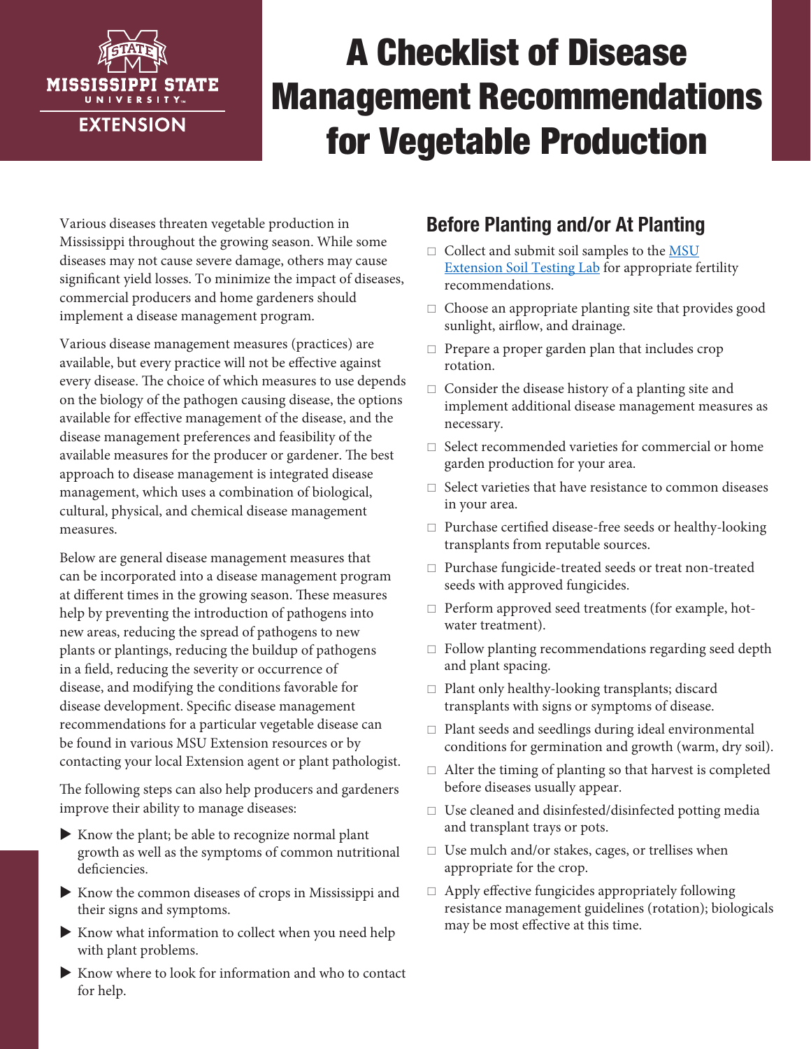# A Checklist of Disease Management Recommendations for Vegetable Production

Various diseases threaten vegetable production in Mississippi throughout the growing season. While some diseases may not cause severe damage, others may cause significant yield losses. To minimize the impact of diseases, commercial producers and home gardeners should implement a disease management program.

Various disease management measures (practices) are available, but every practice will not be effective against every disease. The choice of which measures to use depends on the biology of the pathogen causing disease, the options available for effective management of the disease, and the disease management preferences and feasibility of the available measures for the producer or gardener. The best approach to disease management is integrated disease management, which uses a combination of biological, cultural, physical, and chemical disease management measures.

Below are general disease management measures that can be incorporated into a disease management program at different times in the growing season. These measures help by preventing the introduction of pathogens into new areas, reducing the spread of pathogens to new plants or plantings, reducing the buildup of pathogens in a field, reducing the severity or occurrence of disease, and modifying the conditions favorable for disease development. Specific disease management recommendations for a particular vegetable disease can be found in various MSU Extension resources or by contacting your local Extension agent or plant pathologist.

The following steps can also help producers and gardeners improve their ability to manage diseases:

- Know the plant; be able to recognize normal plant growth as well as the symptoms of common nutritional deficiencies.
- Know the common diseases of crops in Mississippi and their signs and symptoms.
- Know what information to collect when you need help with plant problems.
- Know where to look for information and who to contact for help.

## Before Planting and/or At Planting

- [ ] Collect and submit soil samples to the MSU Extension Soil Testing Lab for appropriate fertility recommendations.
- [ ] Choose an appropriate planting site that provides good sunlight, airflow, and drainage.
- [ ] Prepare a proper garden plan that includes crop rotation.
- [ ] Consider the disease history of a planting site and implement additional disease management measures as necessary.
- [ ] Select recommended varieties for commercial or home garden production for your area.
- [ ] Select varieties that have resistance to common diseases in your area.
- [ ] Purchase certified disease-free seeds or healthy-looking transplants from reputable sources.
- [ ] Purchase fungicide-treated seeds or treat non-treated seeds with approved fungicides.
- [ ] Perform approved seed treatments (for example, hot-water treatment).
- [ ] Follow planting recommendations regarding seed depth and plant spacing.
- [ ] Plant only healthy-looking transplants; discard transplants with signs or symptoms of disease.
- [ ] Plant seeds and seedlings during ideal environmental conditions for germination and growth (warm, dry soil).
- [ ] Alter the timing of planting so that harvest is completed before diseases usually appear.
- [ ] Use cleaned and disinfested/disinfected potting media and transplant trays or pots.
- [ ] Use mulch and/or stakes, cages, or trellises when appropriate for the crop.
- [ ] Apply effective fungicides appropriately following resistance management guidelines (rotation); biologicals may be most effective at this time.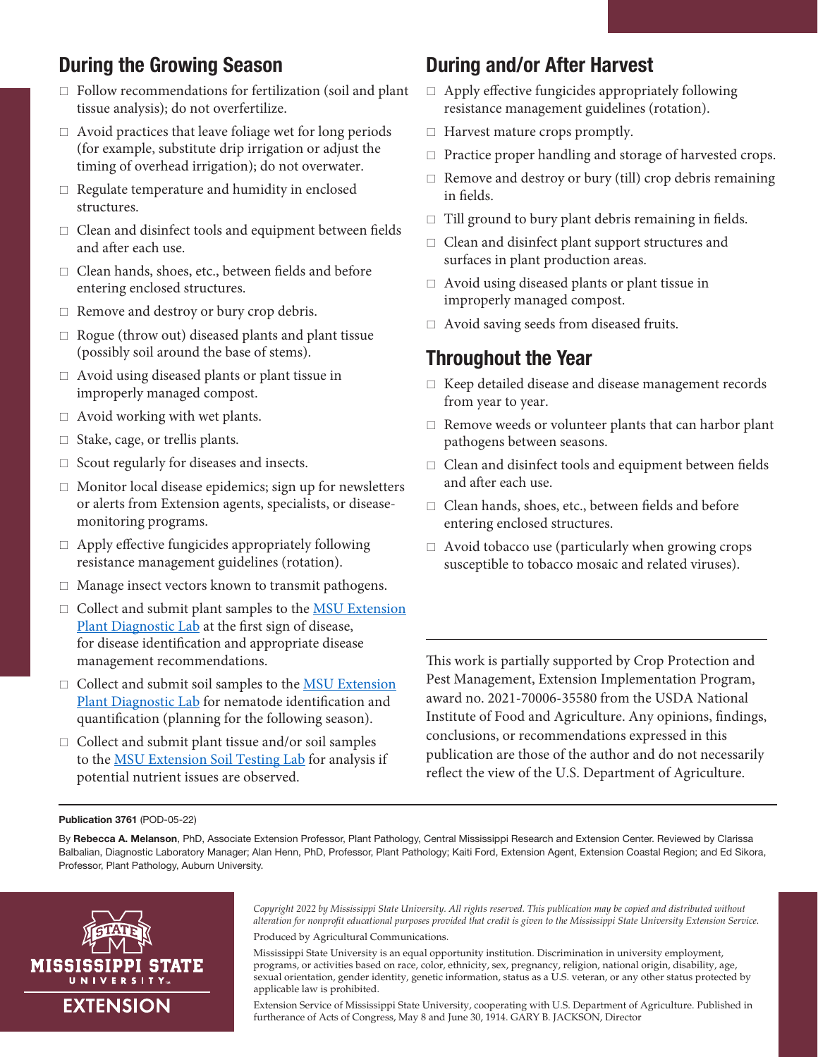## During the Growing Season

- ☐ Follow recommendations for fertilization (soil and plant tissue analysis); do not overfertilize.
- ☐ Avoid practices that leave foliage wet for long periods (for example, substitute drip irrigation or adjust the timing of overhead irrigation); do not overwater.
- ☐ Regulate temperature and humidity in enclosed structures.
- ☐ Clean and disinfect tools and equipment between fields and after each use.
- ☐ Clean hands, shoes, etc., between fields and before entering enclosed structures.
- ☐ Remove and destroy or bury crop debris.
- ☐ Rogue (throw out) diseased plants and plant tissue (possibly soil around the base of stems).
- ☐ Avoid using diseased plants or plant tissue in improperly managed compost.
- ☐ Avoid working with wet plants.
- ☐ Stake, cage, or trellis plants.
- ☐ Scout regularly for diseases and insects.
- ☐ Monitor local disease epidemics; sign up for newsletters or alerts from Extension agents, specialists, or disease-monitoring programs.
- ☐ Apply effective fungicides appropriately following resistance management guidelines (rotation).
- ☐ Manage insect vectors known to transmit pathogens.
- ☐ Collect and submit plant samples to the MSU Extension Plant Diagnostic Lab at the first sign of disease, for disease identification and appropriate disease management recommendations.
- ☐ Collect and submit soil samples to the MSU Extension Plant Diagnostic Lab for nematode identification and quantification (planning for the following season).
- ☐ Collect and submit plant tissue and/or soil samples to the MSU Extension Soil Testing Lab for analysis if potential nutrient issues are observed.

## During and/or After Harvest

- ☐ Apply effective fungicides appropriately following resistance management guidelines (rotation).
- ☐ Harvest mature crops promptly.
- ☐ Practice proper handling and storage of harvested crops.
- ☐ Remove and destroy or bury (till) crop debris remaining in fields.
- ☐ Till ground to bury plant debris remaining in fields.
- ☐ Clean and disinfect plant support structures and surfaces in plant production areas.
- ☐ Avoid using diseased plants or plant tissue in improperly managed compost.
- ☐ Avoid saving seeds from diseased fruits.

## Throughout the Year

- ☐ Keep detailed disease and disease management records from year to year.
- ☐ Remove weeds or volunteer plants that can harbor plant pathogens between seasons.
- ☐ Clean and disinfect tools and equipment between fields and after each use.
- ☐ Clean hands, shoes, etc., between fields and before entering enclosed structures.
- ☐ Avoid tobacco use (particularly when growing crops susceptible to tobacco mosaic and related viruses).

---

This work is partially supported by Crop Protection and Pest Management, Extension Implementation Program, award no. 2021-70006-35580 from the USDA National Institute of Food and Agriculture. Any opinions, findings, conclusions, or recommendations expressed in this publication are those of the author and do not necessarily reflect the view of the U.S. Department of Agriculture.

---

**Publication 3761** (POD-05-22)

By **Rebecca A. Melanson**, PhD, Associate Extension Professor, Plant Pathology, Central Mississippi Research and Extension Center. Reviewed by Clarissa Balbalian, Diagnostic Laboratory Manager; Alan Henn, PhD, Professor, Plant Pathology; Kaiti Ford, Extension Agent, Extension Coastal Region; and Ed Sikora, Professor, Plant Pathology, Auburn University.

MISSISSIPPI STATE UNIVERSITY EXTENSION

*Copyright 2022 by Mississippi State University. All rights reserved. This publication may be copied and distributed without alteration for nonprofit educational purposes provided that credit is given to the Mississippi State University Extension Service.*

Produced by Agricultural Communications.

Mississippi State University is an equal opportunity institution. Discrimination in university employment, programs, or activities based on race, color, ethnicity, sex, pregnancy, religion, national origin, disability, age, sexual orientation, gender identity, genetic information, status as a U.S. veteran, or any other status protected by applicable law is prohibited.

Extension Service of Mississippi State University, cooperating with U.S. Department of Agriculture. Published in furtherance of Acts of Congress, May 8 and June 30, 1914. GARY B. JACKSON, Director